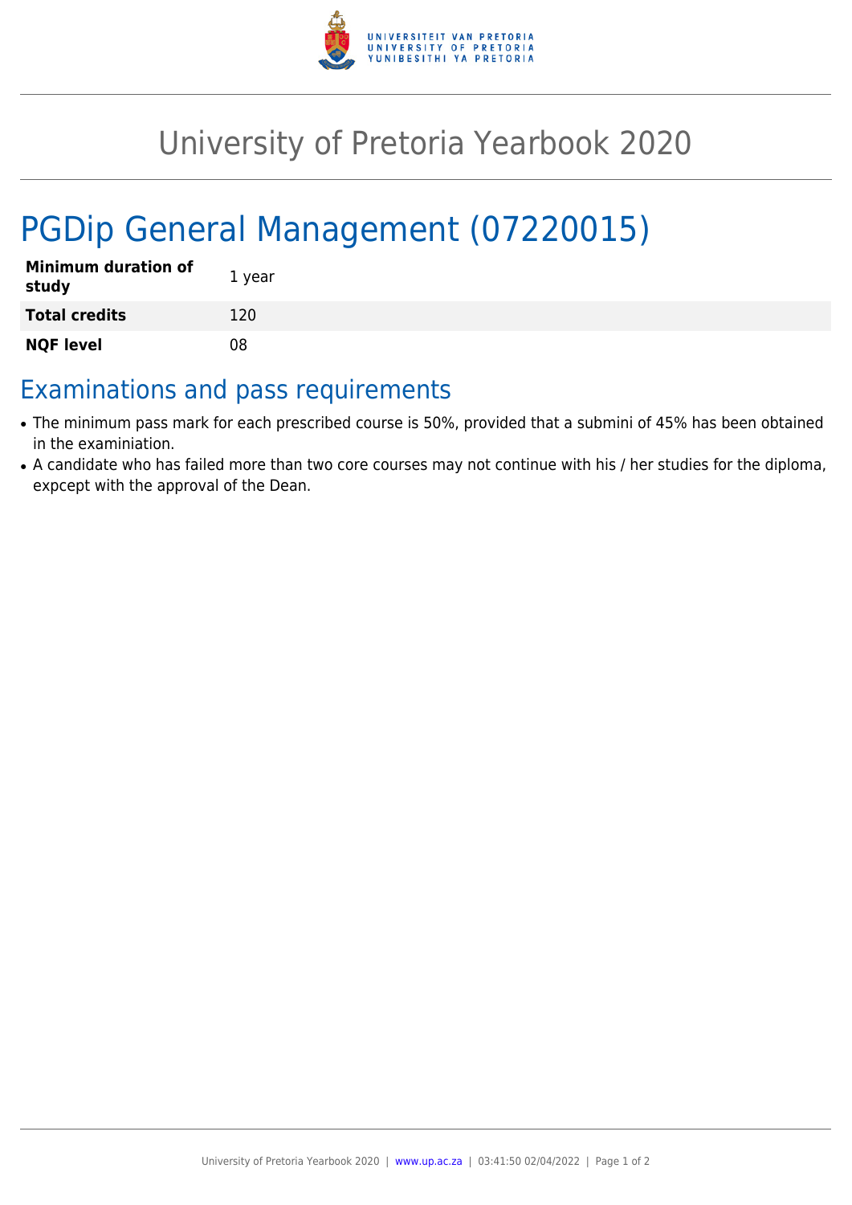# University of Pretoria Yearbook 2020

# PGDip General Management (07220015)

| **Minimum duration of study** | 1 year |
|---|---|
| **Total credits** | 120 |
| **NQF level** | 08 |

## Examinations and pass requirements

- The minimum pass mark for each prescribed course is 50%, provided that a submini of 45% has been obtained in the examiniation.
- A candidate who has failed more than two core courses may not continue with his / her studies for the diploma, expcept with the approval of the Dean.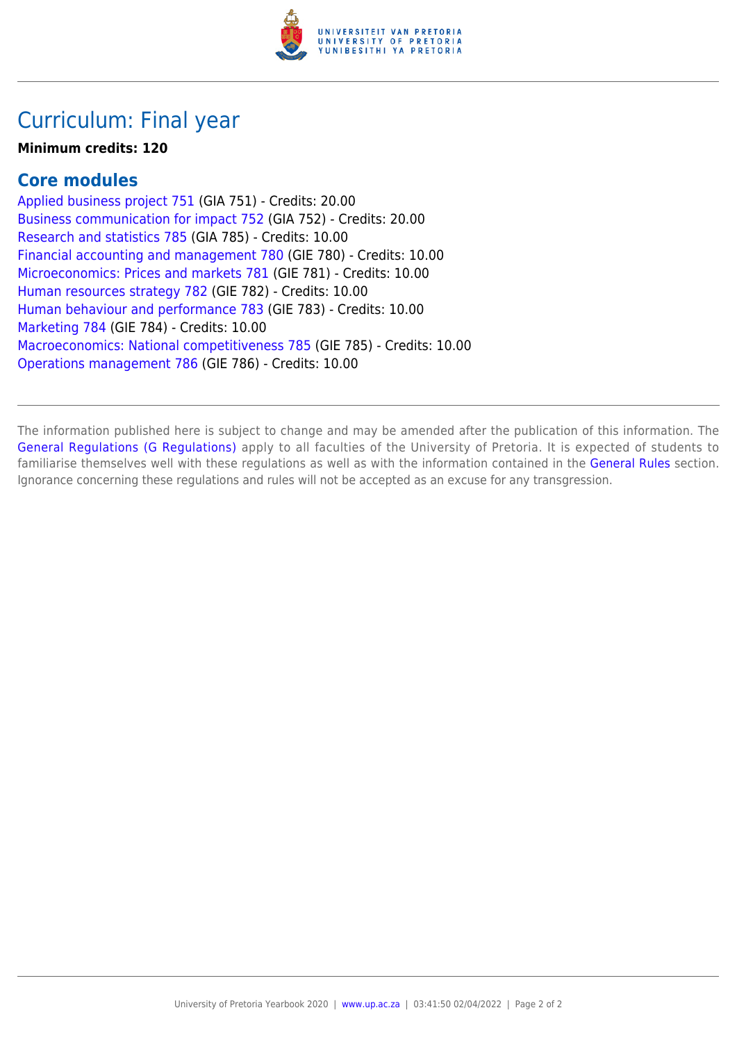# Curriculum: Final year

**Minimum credits: 120**

## Core modules

Applied business project 751 (GIA 751) - Credits: 20.00
Business communication for impact 752 (GIA 752) - Credits: 20.00
Research and statistics 785 (GIA 785) - Credits: 10.00
Financial accounting and management 780 (GIE 780) - Credits: 10.00
Microeconomics: Prices and markets 781 (GIE 781) - Credits: 10.00
Human resources strategy 782 (GIE 782) - Credits: 10.00
Human behaviour and performance 783 (GIE 783) - Credits: 10.00
Marketing 784 (GIE 784) - Credits: 10.00
Macroeconomics: National competitiveness 785 (GIE 785) - Credits: 10.00
Operations management 786 (GIE 786) - Credits: 10.00

The information published here is subject to change and may be amended after the publication of this information. The General Regulations (G Regulations) apply to all faculties of the University of Pretoria. It is expected of students to familiarise themselves well with these regulations as well as with the information contained in the General Rules section. Ignorance concerning these regulations and rules will not be accepted as an excuse for any transgression.